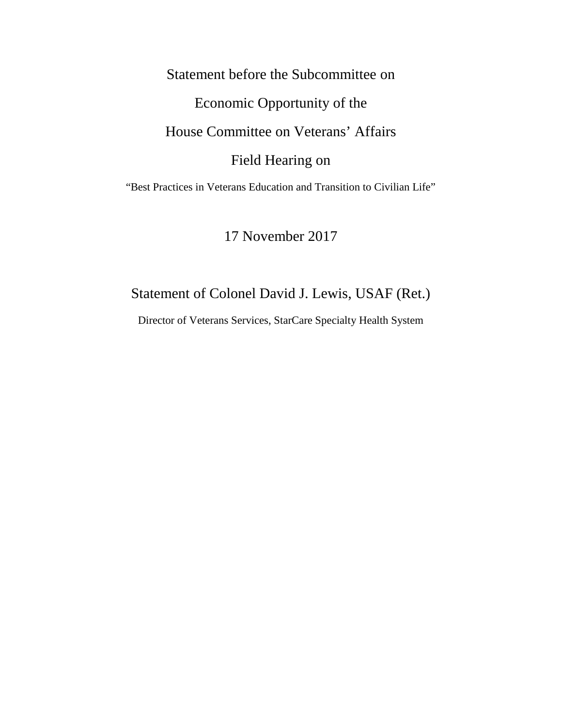# Statement before the Subcommittee on Economic Opportunity of the House Committee on Veterans' Affairs Field Hearing on

"Best Practices in Veterans Education and Transition to Civilian Life"

17 November 2017

## Statement of Colonel David J. Lewis, USAF (Ret.)

Director of Veterans Services, StarCare Specialty Health System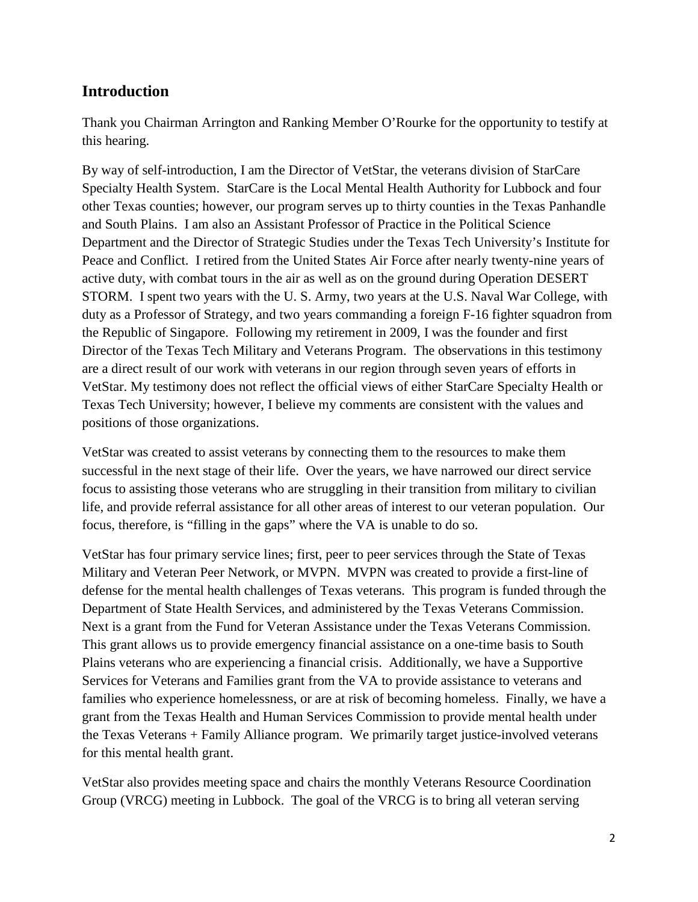## Introduction

Thank you Chairman Arrington and Ranking Member O'Rourke for the opportunity to testify at this hearing.

By way of self-introduction, I am the Director of VetStar, the veterans division of StarCare Specialty Health System. StarCare is the Local Mental Health Authority for Lubbock and four other Texas counties; however, our program serves up to thirty counties in the Texas Panhandle and South Plains. I am also an Assistant Professor of Practice in the Political Science Department and the Director of Strategic Studies under the Texas Tech University's Institute for Peace and Conflict. I retired from the United States Air Force after nearly twenty-nine years of active duty, with combat tours in the air as well as on the ground during Operation DESERT STORM. I spent two years with the U. S. Army, two years at the U.S. Naval War College, with duty as a Professor of Strategy, and two years commanding a foreign F-16 fighter squadron from the Republic of Singapore. Following my retirement in 2009, I was the founder and first Director of the Texas Tech Military and Veterans Program. The observations in this testimony are a direct result of our work with veterans in our region through seven years of efforts in VetStar. My testimony does not reflect the official views of either StarCare Specialty Health or Texas Tech University; however, I believe my comments are consistent with the values and positions of those organizations.

VetStar was created to assist veterans by connecting them to the resources to make them successful in the next stage of their life. Over the years, we have narrowed our direct service focus to assisting those veterans who are struggling in their transition from military to civilian life, and provide referral assistance for all other areas of interest to our veteran population. Our focus, therefore, is "filling in the gaps" where the VA is unable to do so.

VetStar has four primary service lines; first, peer to peer services through the State of Texas Military and Veteran Peer Network, or MVPN. MVPN was created to provide a first-line of defense for the mental health challenges of Texas veterans. This program is funded through the Department of State Health Services, and administered by the Texas Veterans Commission. Next is a grant from the Fund for Veteran Assistance under the Texas Veterans Commission. This grant allows us to provide emergency financial assistance on a one-time basis to South Plains veterans who are experiencing a financial crisis. Additionally, we have a Supportive Services for Veterans and Families grant from the VA to provide assistance to veterans and families who experience homelessness, or are at risk of becoming homeless. Finally, we have a grant from the Texas Health and Human Services Commission to provide mental health under the Texas Veterans + Family Alliance program. We primarily target justice-involved veterans for this mental health grant.

VetStar also provides meeting space and chairs the monthly Veterans Resource Coordination Group (VRCG) meeting in Lubbock. The goal of the VRCG is to bring all veteran serving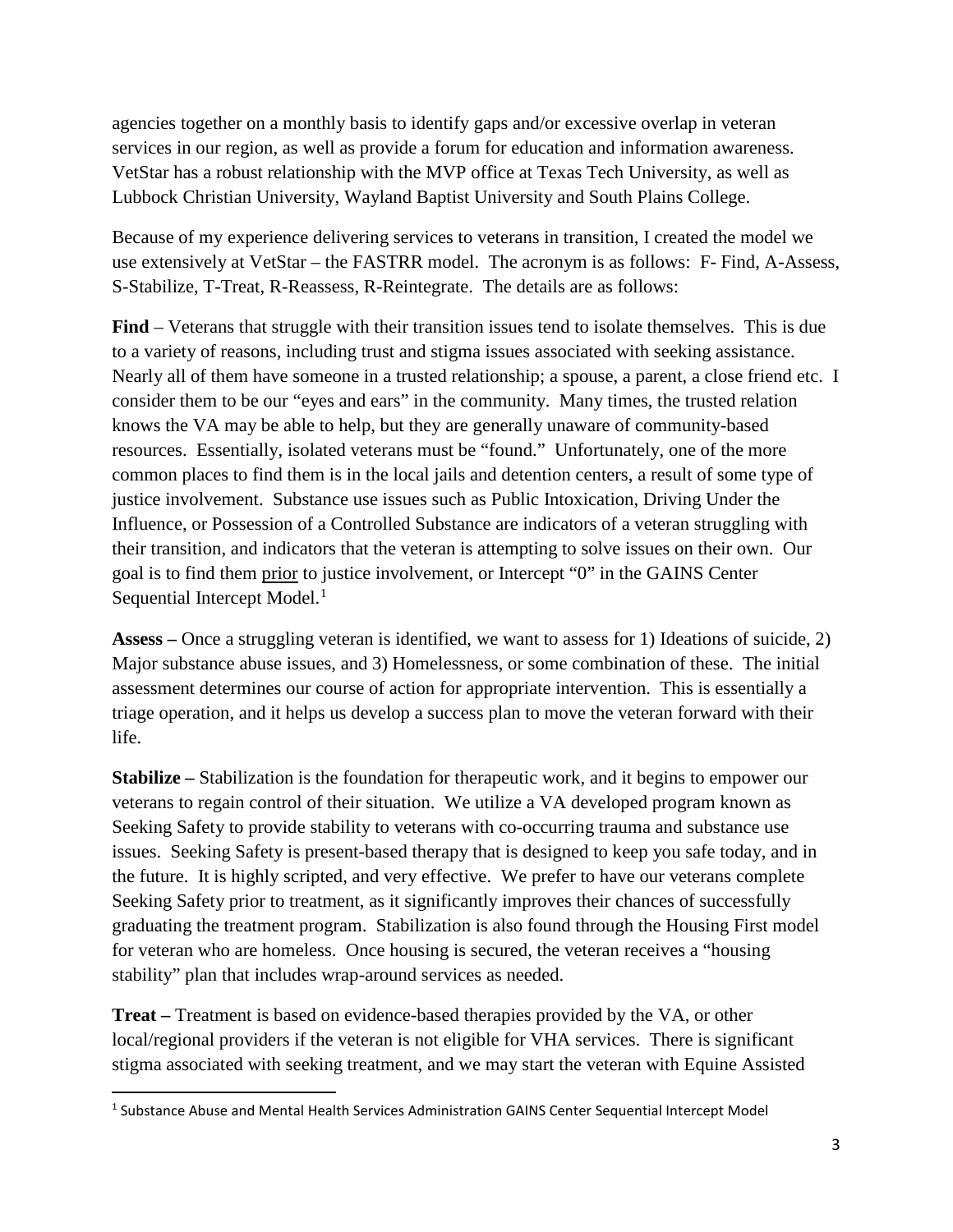agencies together on a monthly basis to identify gaps and/or excessive overlap in veteran services in our region, as well as provide a forum for education and information awareness. VetStar has a robust relationship with the MVP office at Texas Tech University, as well as Lubbock Christian University, Wayland Baptist University and South Plains College.

Because of my experience delivering services to veterans in transition, I created the model we use extensively at VetStar – the FASTRR model. The acronym is as follows: F- Find, A-Assess, S-Stabilize, T-Treat, R-Reassess, R-Reintegrate. The details are as follows:

**Find** – Veterans that struggle with their transition issues tend to isolate themselves. This is due to a variety of reasons, including trust and stigma issues associated with seeking assistance. Nearly all of them have someone in a trusted relationship; a spouse, a parent, a close friend etc. I consider them to be our "eyes and ears" in the community. Many times, the trusted relation knows the VA may be able to help, but they are generally unaware of community-based resources. Essentially, isolated veterans must be "found." Unfortunately, one of the more common places to find them is in the local jails and detention centers, a result of some type of justice involvement. Substance use issues such as Public Intoxication, Driving Under the Influence, or Possession of a Controlled Substance are indicators of a veteran struggling with their transition, and indicators that the veteran is attempting to solve issues on their own. Our goal is to find them <u>prior</u> to justice involvement, or Intercept "0" in the GAINS Center Sequential Intercept Model.[1]

**Assess –** Once a struggling veteran is identified, we want to assess for 1) Ideations of suicide, 2) Major substance abuse issues, and 3) Homelessness, or some combination of these. The initial assessment determines our course of action for appropriate intervention. This is essentially a triage operation, and it helps us develop a success plan to move the veteran forward with their life.

**Stabilize –** Stabilization is the foundation for therapeutic work, and it begins to empower our veterans to regain control of their situation. We utilize a VA developed program known as Seeking Safety to provide stability to veterans with co-occurring trauma and substance use issues. Seeking Safety is present-based therapy that is designed to keep you safe today, and in the future. It is highly scripted, and very effective. We prefer to have our veterans complete Seeking Safety prior to treatment, as it significantly improves their chances of successfully graduating the treatment program. Stabilization is also found through the Housing First model for veteran who are homeless. Once housing is secured, the veteran receives a "housing stability" plan that includes wrap-around services as needed.

**Treat –** Treatment is based on evidence-based therapies provided by the VA, or other local/regional providers if the veteran is not eligible for VHA services. There is significant stigma associated with seeking treatment, and we may start the veteran with Equine Assisted

---

[1] Substance Abuse and Mental Health Services Administration GAINS Center Sequential Intercept Model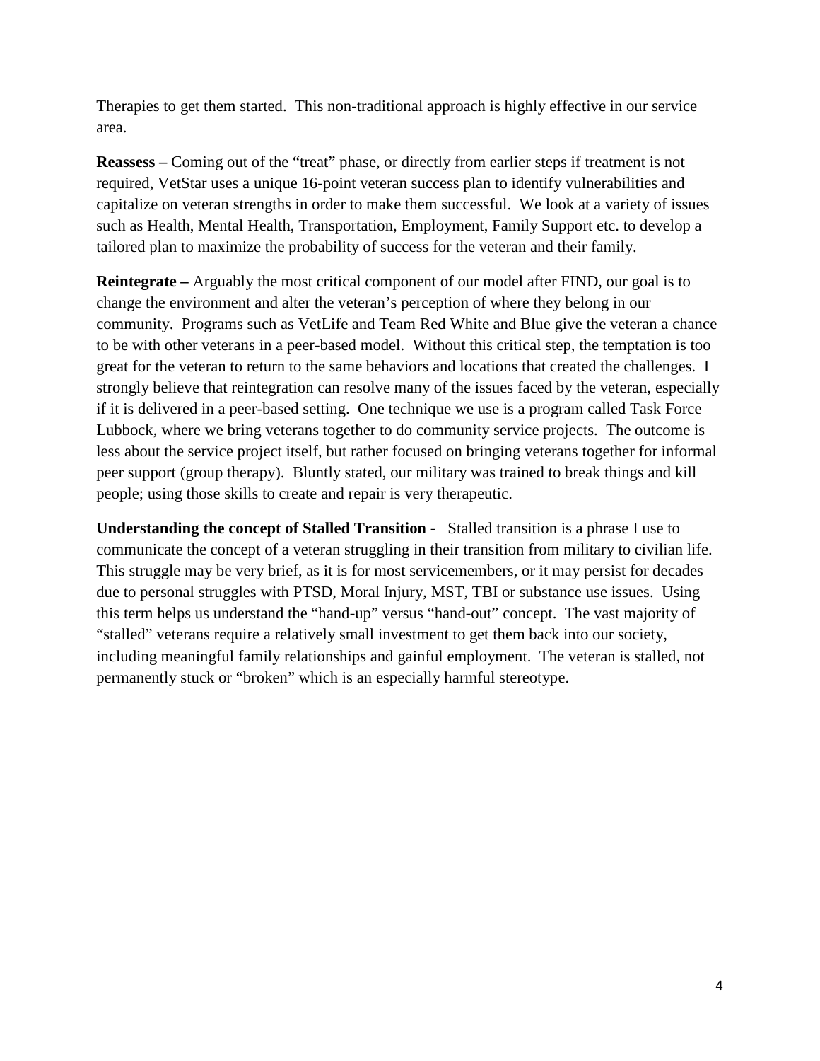Therapies to get them started. This non-traditional approach is highly effective in our service area.

**Reassess –** Coming out of the "treat" phase, or directly from earlier steps if treatment is not required, VetStar uses a unique 16-point veteran success plan to identify vulnerabilities and capitalize on veteran strengths in order to make them successful. We look at a variety of issues such as Health, Mental Health, Transportation, Employment, Family Support etc. to develop a tailored plan to maximize the probability of success for the veteran and their family.

**Reintegrate –** Arguably the most critical component of our model after FIND, our goal is to change the environment and alter the veteran's perception of where they belong in our community. Programs such as VetLife and Team Red White and Blue give the veteran a chance to be with other veterans in a peer-based model. Without this critical step, the temptation is too great for the veteran to return to the same behaviors and locations that created the challenges. I strongly believe that reintegration can resolve many of the issues faced by the veteran, especially if it is delivered in a peer-based setting. One technique we use is a program called Task Force Lubbock, where we bring veterans together to do community service projects. The outcome is less about the service project itself, but rather focused on bringing veterans together for informal peer support (group therapy). Bluntly stated, our military was trained to break things and kill people; using those skills to create and repair is very therapeutic.

**Understanding the concept of Stalled Transition** - Stalled transition is a phrase I use to communicate the concept of a veteran struggling in their transition from military to civilian life. This struggle may be very brief, as it is for most servicemembers, or it may persist for decades due to personal struggles with PTSD, Moral Injury, MST, TBI or substance use issues. Using this term helps us understand the "hand-up" versus "hand-out" concept. The vast majority of "stalled" veterans require a relatively small investment to get them back into our society, including meaningful family relationships and gainful employment. The veteran is stalled, not permanently stuck or "broken" which is an especially harmful stereotype.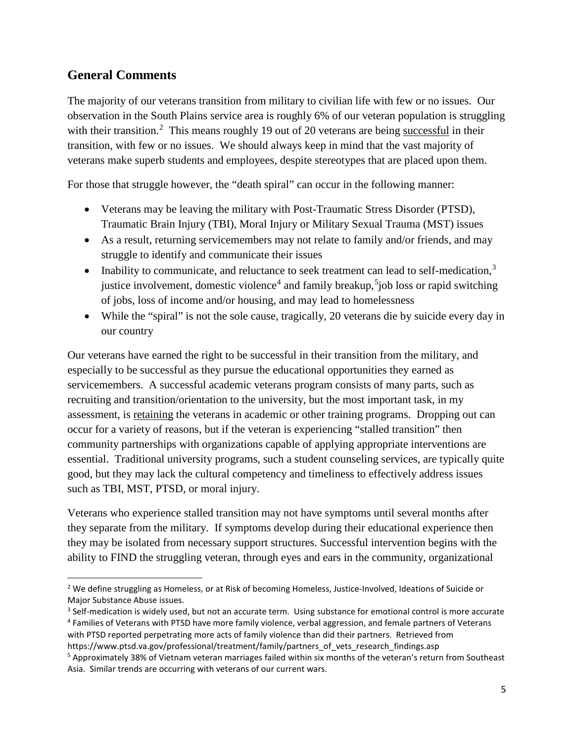## General Comments

The majority of our veterans transition from military to civilian life with few or no issues. Our observation in the South Plains service area is roughly 6% of our veteran population is struggling with their transition.[2] This means roughly 19 out of 20 veterans are being <u>successful</u> in their transition, with few or no issues. We should always keep in mind that the vast majority of veterans make superb students and employees, despite stereotypes that are placed upon them.

For those that struggle however, the "death spiral" can occur in the following manner:

- Veterans may be leaving the military with Post-Traumatic Stress Disorder (PTSD), Traumatic Brain Injury (TBI), Moral Injury or Military Sexual Trauma (MST) issues
- As a result, returning servicemembers may not relate to family and/or friends, and may struggle to identify and communicate their issues
- Inability to communicate, and reluctance to seek treatment can lead to self-medication,[3] justice involvement, domestic violence[4] and family breakup,[5]job loss or rapid switching of jobs, loss of income and/or housing, and may lead to homelessness
- While the "spiral" is not the sole cause, tragically, 20 veterans die by suicide every day in our country

Our veterans have earned the right to be successful in their transition from the military, and especially to be successful as they pursue the educational opportunities they earned as servicemembers. A successful academic veterans program consists of many parts, such as recruiting and transition/orientation to the university, but the most important task, in my assessment, is <u>retaining</u> the veterans in academic or other training programs. Dropping out can occur for a variety of reasons, but if the veteran is experiencing "stalled transition" then community partnerships with organizations capable of applying appropriate interventions are essential. Traditional university programs, such a student counseling services, are typically quite good, but they may lack the cultural competency and timeliness to effectively address issues such as TBI, MST, PTSD, or moral injury.

Veterans who experience stalled transition may not have symptoms until several months after they separate from the military. If symptoms develop during their educational experience then they may be isolated from necessary support structures. Successful intervention begins with the ability to FIND the struggling veteran, through eyes and ears in the community, organizational

---

[2] We define struggling as Homeless, or at Risk of becoming Homeless, Justice-Involved, Ideations of Suicide or Major Substance Abuse issues.

[3] Self-medication is widely used, but not an accurate term. Using substance for emotional control is more accurate

[4] Families of Veterans with PTSD have more family violence, verbal aggression, and female partners of Veterans with PTSD reported perpetrating more acts of family violence than did their partners. Retrieved from https://www.ptsd.va.gov/professional/treatment/family/partners_of_vets_research_findings.asp

[5] Approximately 38% of Vietnam veteran marriages failed within six months of the veteran's return from Southeast Asia. Similar trends are occurring with veterans of our current wars.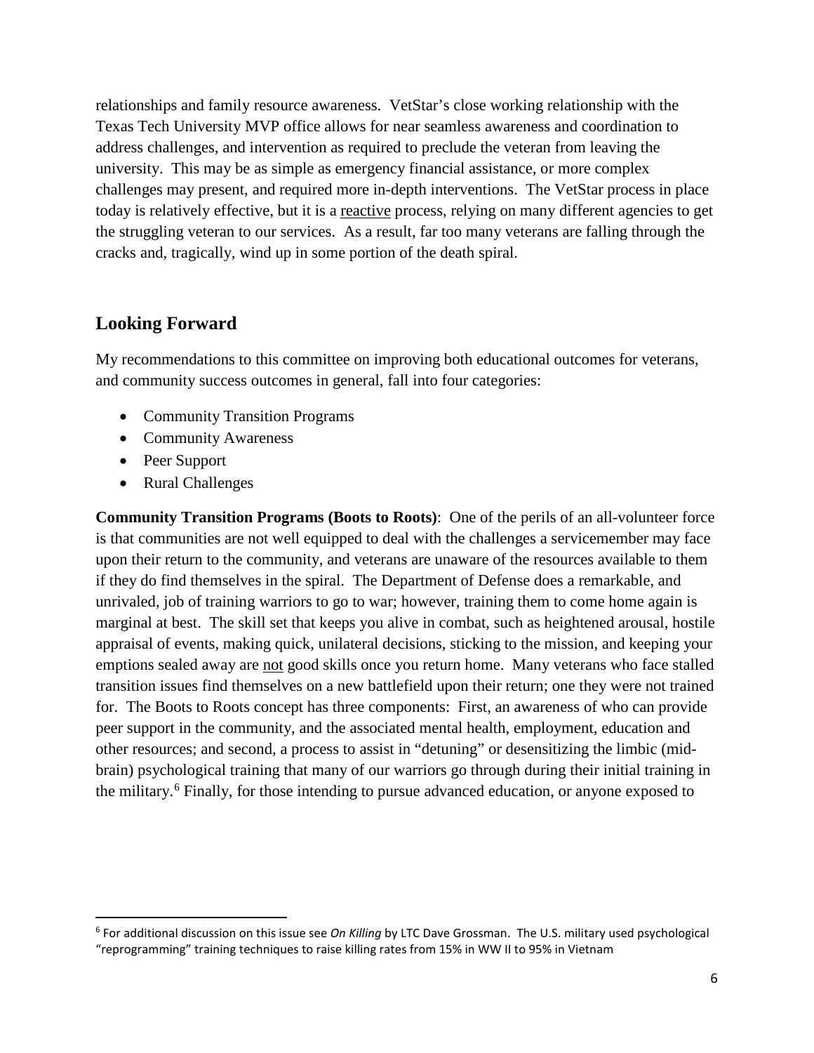relationships and family resource awareness. VetStar's close working relationship with the Texas Tech University MVP office allows for near seamless awareness and coordination to address challenges, and intervention as required to preclude the veteran from leaving the university. This may be as simple as emergency financial assistance, or more complex challenges may present, and required more in-depth interventions. The VetStar process in place today is relatively effective, but it is a reactive process, relying on many different agencies to get the struggling veteran to our services. As a result, far too many veterans are falling through the cracks and, tragically, wind up in some portion of the death spiral.

## Looking Forward

My recommendations to this committee on improving both educational outcomes for veterans, and community success outcomes in general, fall into four categories:

- Community Transition Programs
- Community Awareness
- Peer Support
- Rural Challenges

**Community Transition Programs (Boots to Roots)**: One of the perils of an all-volunteer force is that communities are not well equipped to deal with the challenges a servicemember may face upon their return to the community, and veterans are unaware of the resources available to them if they do find themselves in the spiral. The Department of Defense does a remarkable, and unrivaled, job of training warriors to go to war; however, training them to come home again is marginal at best. The skill set that keeps you alive in combat, such as heightened arousal, hostile appraisal of events, making quick, unilateral decisions, sticking to the mission, and keeping your emptions sealed away are not good skills once you return home. Many veterans who face stalled transition issues find themselves on a new battlefield upon their return; one they were not trained for. The Boots to Roots concept has three components: First, an awareness of who can provide peer support in the community, and the associated mental health, employment, education and other resources; and second, a process to assist in "detuning" or desensitizing the limbic (mid-brain) psychological training that many of our warriors go through during their initial training in the military.[6] Finally, for those intending to pursue advanced education, or anyone exposed to

[6] For additional discussion on this issue see *On Killing* by LTC Dave Grossman. The U.S. military used psychological "reprogramming" training techniques to raise killing rates from 15% in WW II to 95% in Vietnam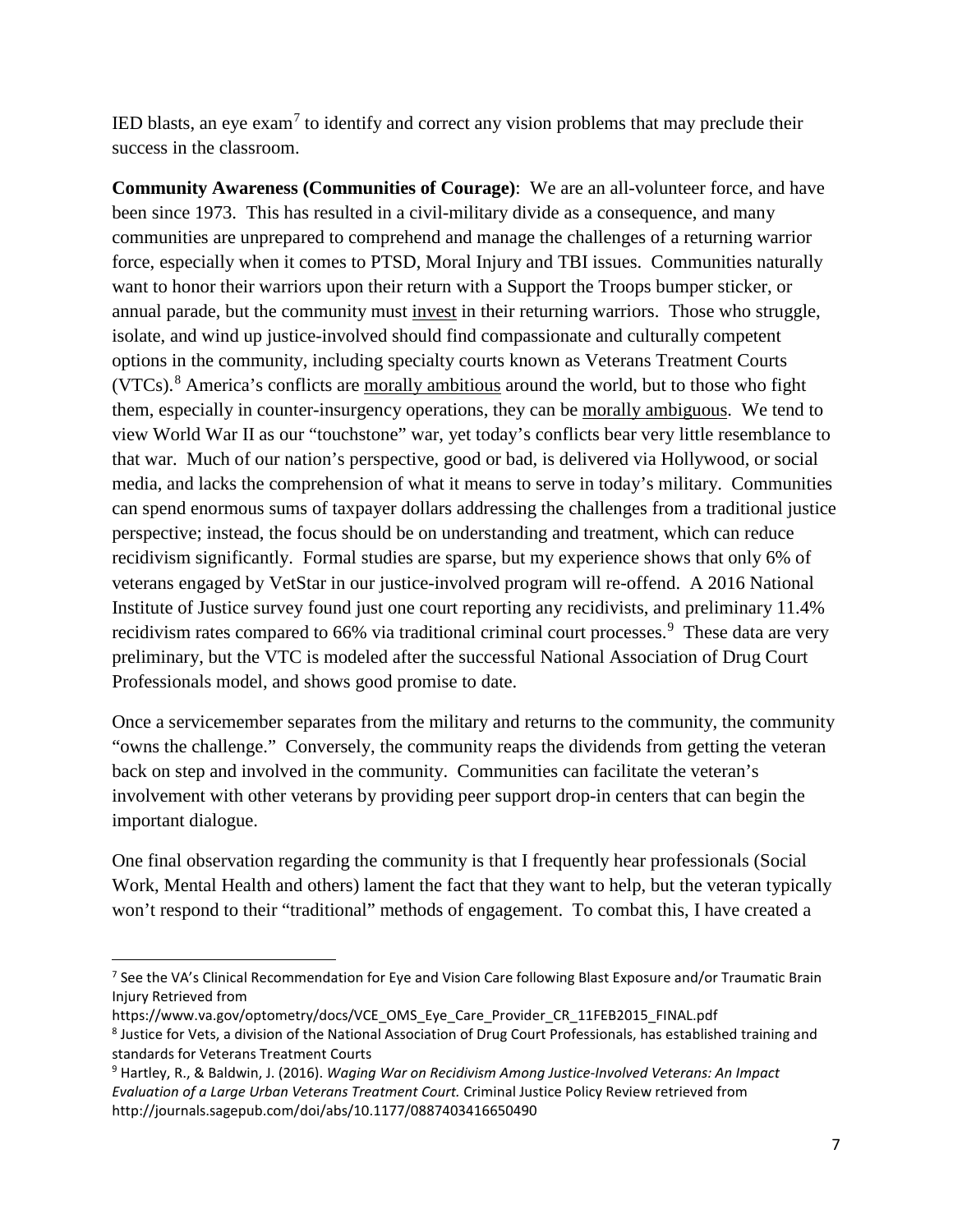IED blasts, an eye exam[7] to identify and correct any vision problems that may preclude their success in the classroom.

**Community Awareness (Communities of Courage)**: We are an all-volunteer force, and have been since 1973. This has resulted in a civil-military divide as a consequence, and many communities are unprepared to comprehend and manage the challenges of a returning warrior force, especially when it comes to PTSD, Moral Injury and TBI issues. Communities naturally want to honor their warriors upon their return with a Support the Troops bumper sticker, or annual parade, but the community must <u>invest</u> in their returning warriors. Those who struggle, isolate, and wind up justice-involved should find compassionate and culturally competent options in the community, including specialty courts known as Veterans Treatment Courts (VTCs).[8] America's conflicts are <u>morally ambitious</u> around the world, but to those who fight them, especially in counter-insurgency operations, they can be <u>morally ambiguous</u>. We tend to view World War II as our "touchstone" war, yet today's conflicts bear very little resemblance to that war. Much of our nation's perspective, good or bad, is delivered via Hollywood, or social media, and lacks the comprehension of what it means to serve in today's military. Communities can spend enormous sums of taxpayer dollars addressing the challenges from a traditional justice perspective; instead, the focus should be on understanding and treatment, which can reduce recidivism significantly. Formal studies are sparse, but my experience shows that only 6% of veterans engaged by VetStar in our justice-involved program will re-offend. A 2016 National Institute of Justice survey found just one court reporting any recidivists, and preliminary 11.4% recidivism rates compared to 66% via traditional criminal court processes.[9] These data are very preliminary, but the VTC is modeled after the successful National Association of Drug Court Professionals model, and shows good promise to date.

Once a servicemember separates from the military and returns to the community, the community "owns the challenge." Conversely, the community reaps the dividends from getting the veteran back on step and involved in the community. Communities can facilitate the veteran's involvement with other veterans by providing peer support drop-in centers that can begin the important dialogue.

One final observation regarding the community is that I frequently hear professionals (Social Work, Mental Health and others) lament the fact that they want to help, but the veteran typically won't respond to their "traditional" methods of engagement. To combat this, I have created a

---

[7] See the VA's Clinical Recommendation for Eye and Vision Care following Blast Exposure and/or Traumatic Brain Injury Retrieved from https://www.va.gov/optometry/docs/VCE_OMS_Eye_Care_Provider_CR_11FEB2015_FINAL.pdf

[8] Justice for Vets, a division of the National Association of Drug Court Professionals, has established training and standards for Veterans Treatment Courts

[9] Hartley, R., & Baldwin, J. (2016). *Waging War on Recidivism Among Justice-Involved Veterans: An Impact Evaluation of a Large Urban Veterans Treatment Court.* Criminal Justice Policy Review retrieved from http://journals.sagepub.com/doi/abs/10.1177/0887403416650490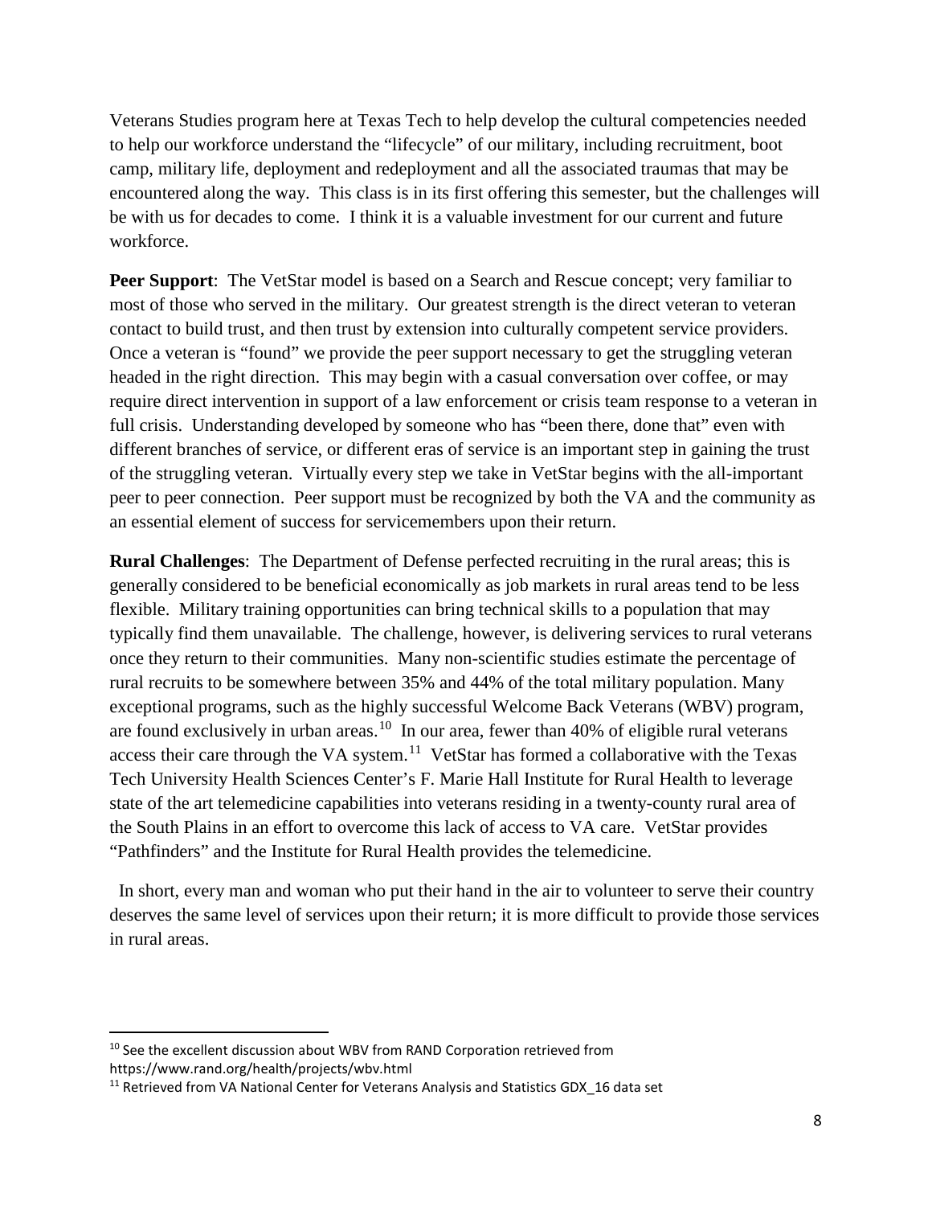Veterans Studies program here at Texas Tech to help develop the cultural competencies needed to help our workforce understand the "lifecycle" of our military, including recruitment, boot camp, military life, deployment and redeployment and all the associated traumas that may be encountered along the way. This class is in its first offering this semester, but the challenges will be with us for decades to come. I think it is a valuable investment for our current and future workforce.

**Peer Support**: The VetStar model is based on a Search and Rescue concept; very familiar to most of those who served in the military. Our greatest strength is the direct veteran to veteran contact to build trust, and then trust by extension into culturally competent service providers. Once a veteran is "found" we provide the peer support necessary to get the struggling veteran headed in the right direction. This may begin with a casual conversation over coffee, or may require direct intervention in support of a law enforcement or crisis team response to a veteran in full crisis. Understanding developed by someone who has "been there, done that" even with different branches of service, or different eras of service is an important step in gaining the trust of the struggling veteran. Virtually every step we take in VetStar begins with the all-important peer to peer connection. Peer support must be recognized by both the VA and the community as an essential element of success for servicemembers upon their return.

**Rural Challenges**: The Department of Defense perfected recruiting in the rural areas; this is generally considered to be beneficial economically as job markets in rural areas tend to be less flexible. Military training opportunities can bring technical skills to a population that may typically find them unavailable. The challenge, however, is delivering services to rural veterans once they return to their communities. Many non-scientific studies estimate the percentage of rural recruits to be somewhere between 35% and 44% of the total military population. Many exceptional programs, such as the highly successful Welcome Back Veterans (WBV) program, are found exclusively in urban areas.[10] In our area, fewer than 40% of eligible rural veterans access their care through the VA system.[11] VetStar has formed a collaborative with the Texas Tech University Health Sciences Center's F. Marie Hall Institute for Rural Health to leverage state of the art telemedicine capabilities into veterans residing in a twenty-county rural area of the South Plains in an effort to overcome this lack of access to VA care. VetStar provides "Pathfinders" and the Institute for Rural Health provides the telemedicine.

In short, every man and woman who put their hand in the air to volunteer to serve their country deserves the same level of services upon their return; it is more difficult to provide those services in rural areas.

---

[10] See the excellent discussion about WBV from RAND Corporation retrieved from https://www.rand.org/health/projects/wbv.html

[11] Retrieved from VA National Center for Veterans Analysis and Statistics GDX_16 data set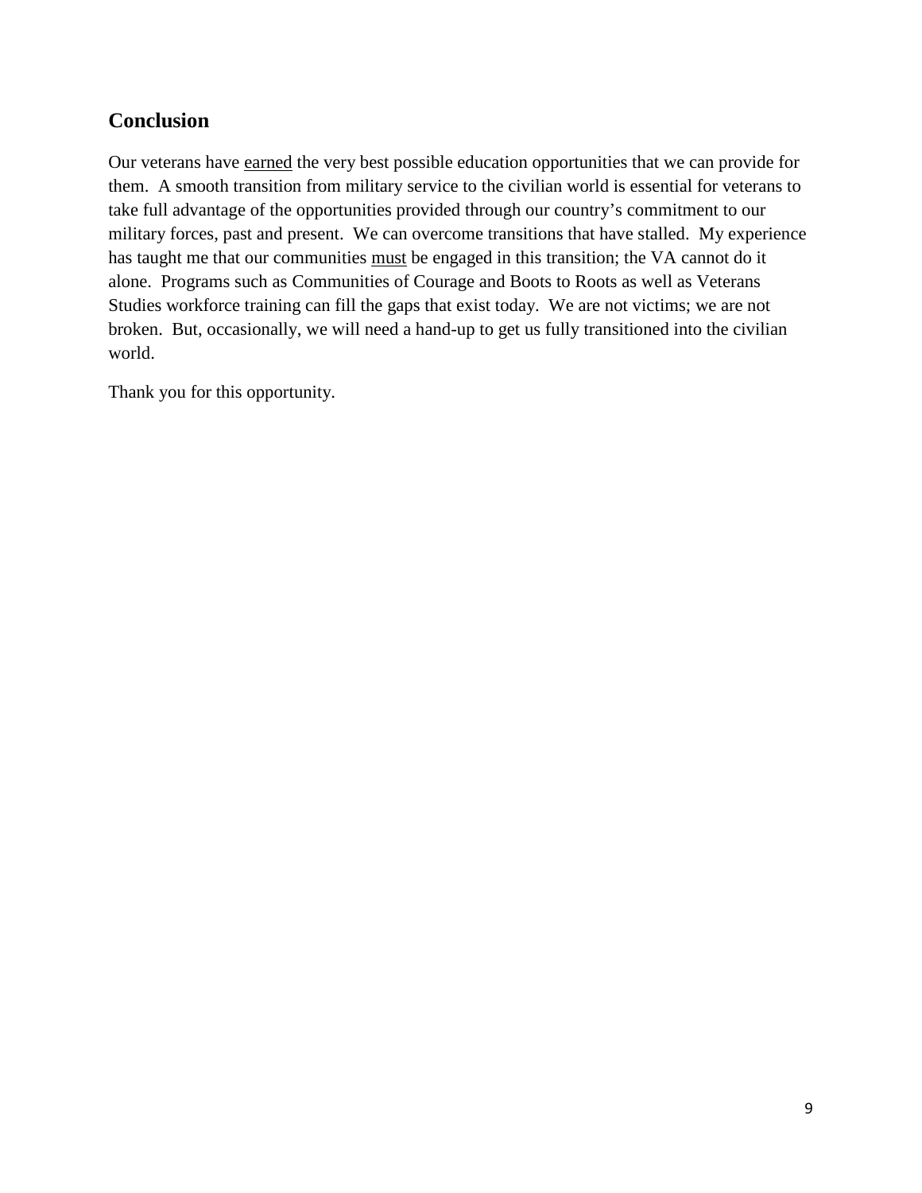## Conclusion

Our veterans have <u>earned</u> the very best possible education opportunities that we can provide for them. A smooth transition from military service to the civilian world is essential for veterans to take full advantage of the opportunities provided through our country's commitment to our military forces, past and present. We can overcome transitions that have stalled. My experience has taught me that our communities <u>must</u> be engaged in this transition; the VA cannot do it alone. Programs such as Communities of Courage and Boots to Roots as well as Veterans Studies workforce training can fill the gaps that exist today. We are not victims; we are not broken. But, occasionally, we will need a hand-up to get us fully transitioned into the civilian world.

Thank you for this opportunity.